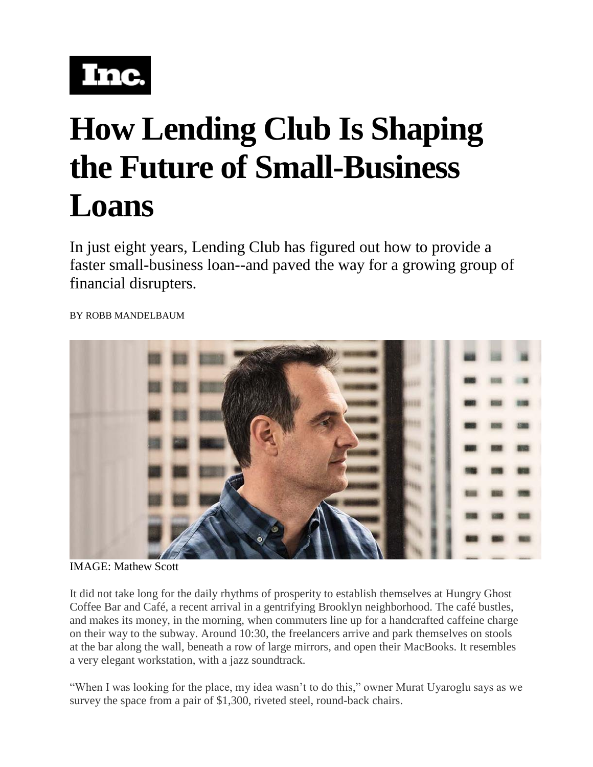Inc.

# How Lending Club Is Shaping the Future of Small-Business Loans

In just eight years, Lending Club has figured out how to provide a faster small-business loan--and paved the way for a growing group of financial disrupters.

BY ROBB MANDELBAUM

IMAGE: Mathew Scott

It did not take long for the daily rhythms of prosperity to establish themselves at Hungry Ghost Coffee Bar and Café, a recent arrival in a gentrifying Brooklyn neighborhood. The café bustles, and makes its money, in the morning, when commuters line up for a handcrafted caffeine charge on their way to the subway. Around 10:30, the freelancers arrive and park themselves on stools at the bar along the wall, beneath a row of large mirrors, and open their MacBooks. It resembles a very elegant workstation, with a jazz soundtrack.

"When I was looking for the place, my idea wasn't to do this," owner Murat Uyaroglu says as we survey the space from a pair of $1,300, riveted steel, round-back chairs.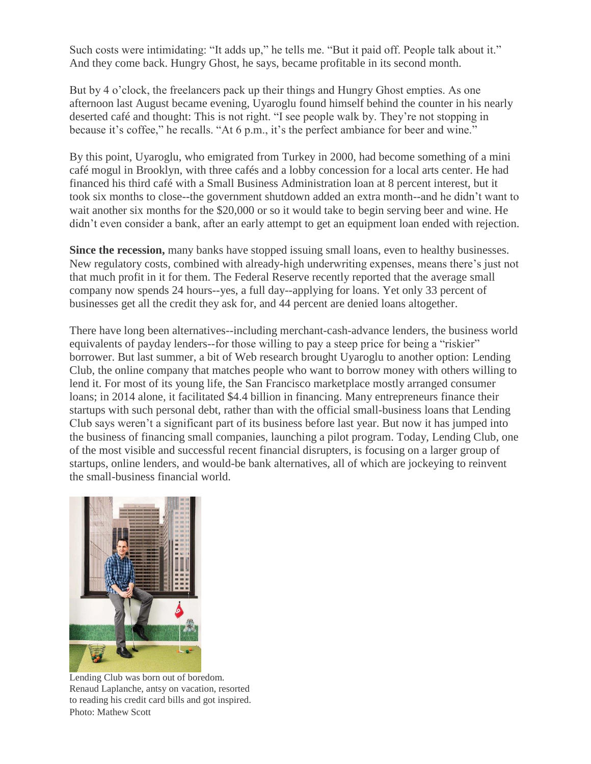Such costs were intimidating: "It adds up," he tells me. "But it paid off. People talk about it." And they come back. Hungry Ghost, he says, became profitable in its second month.

But by 4 o'clock, the freelancers pack up their things and Hungry Ghost empties. As one afternoon last August became evening, Uyaroglu found himself behind the counter in his nearly deserted café and thought: This is not right. "I see people walk by. They're not stopping in because it's coffee," he recalls. "At 6 p.m., it's the perfect ambiance for beer and wine."

By this point, Uyaroglu, who emigrated from Turkey in 2000, had become something of a mini café mogul in Brooklyn, with three cafés and a lobby concession for a local arts center. He had financed his third café with a Small Business Administration loan at 8 percent interest, but it took six months to close--the government shutdown added an extra month--and he didn't want to wait another six months for the $20,000 or so it would take to begin serving beer and wine. He didn't even consider a bank, after an early attempt to get an equipment loan ended with rejection.

**Since the recession,** many banks have stopped issuing small loans, even to healthy businesses. New regulatory costs, combined with already-high underwriting expenses, means there's just not that much profit in it for them. The Federal Reserve recently reported that the average small company now spends 24 hours--yes, a full day--applying for loans. Yet only 33 percent of businesses get all the credit they ask for, and 44 percent are denied loans altogether.

There have long been alternatives--including merchant-cash-advance lenders, the business world equivalents of payday lenders--for those willing to pay a steep price for being a "riskier" borrower. But last summer, a bit of Web research brought Uyaroglu to another option: Lending Club, the online company that matches people who want to borrow money with others willing to lend it. For most of its young life, the San Francisco marketplace mostly arranged consumer loans; in 2014 alone, it facilitated $4.4 billion in financing. Many entrepreneurs finance their startups with such personal debt, rather than with the official small-business loans that Lending Club says weren't a significant part of its business before last year. But now it has jumped into the business of financing small companies, launching a pilot program. Today, Lending Club, one of the most visible and successful recent financial disrupters, is focusing on a larger group of startups, online lenders, and would-be bank alternatives, all of which are jockeying to reinvent the small-business financial world.

Lending Club was born out of boredom. Renaud Laplanche, antsy on vacation, resorted to reading his credit card bills and got inspired. Photo: Mathew Scott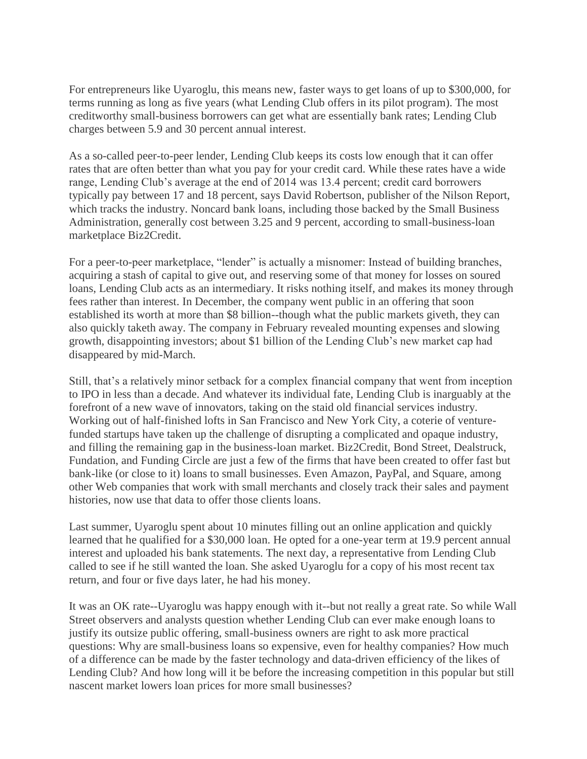For entrepreneurs like Uyaroglu, this means new, faster ways to get loans of up to $300,000, for terms running as long as five years (what Lending Club offers in its pilot program). The most creditworthy small-business borrowers can get what are essentially bank rates; Lending Club charges between 5.9 and 30 percent annual interest.

As a so-called peer-to-peer lender, Lending Club keeps its costs low enough that it can offer rates that are often better than what you pay for your credit card. While these rates have a wide range, Lending Club's average at the end of 2014 was 13.4 percent; credit card borrowers typically pay between 17 and 18 percent, says David Robertson, publisher of the Nilson Report, which tracks the industry. Noncard bank loans, including those backed by the Small Business Administration, generally cost between 3.25 and 9 percent, according to small-business-loan marketplace Biz2Credit.

For a peer-to-peer marketplace, "lender" is actually a misnomer: Instead of building branches, acquiring a stash of capital to give out, and reserving some of that money for losses on soured loans, Lending Club acts as an intermediary. It risks nothing itself, and makes its money through fees rather than interest. In December, the company went public in an offering that soon established its worth at more than $8 billion--though what the public markets giveth, they can also quickly taketh away. The company in February revealed mounting expenses and slowing growth, disappointing investors; about $1 billion of the Lending Club's new market cap had disappeared by mid-March.

Still, that's a relatively minor setback for a complex financial company that went from inception to IPO in less than a decade. And whatever its individual fate, Lending Club is inarguably at the forefront of a new wave of innovators, taking on the staid old financial services industry. Working out of half-finished lofts in San Francisco and New York City, a coterie of venture-funded startups have taken up the challenge of disrupting a complicated and opaque industry, and filling the remaining gap in the business-loan market. Biz2Credit, Bond Street, Dealstruck, Fundation, and Funding Circle are just a few of the firms that have been created to offer fast but bank-like (or close to it) loans to small businesses. Even Amazon, PayPal, and Square, among other Web companies that work with small merchants and closely track their sales and payment histories, now use that data to offer those clients loans.

Last summer, Uyaroglu spent about 10 minutes filling out an online application and quickly learned that he qualified for a $30,000 loan. He opted for a one-year term at 19.9 percent annual interest and uploaded his bank statements. The next day, a representative from Lending Club called to see if he still wanted the loan. She asked Uyaroglu for a copy of his most recent tax return, and four or five days later, he had his money.

It was an OK rate--Uyaroglu was happy enough with it--but not really a great rate. So while Wall Street observers and analysts question whether Lending Club can ever make enough loans to justify its outsize public offering, small-business owners are right to ask more practical questions: Why are small-business loans so expensive, even for healthy companies? How much of a difference can be made by the faster technology and data-driven efficiency of the likes of Lending Club? And how long will it be before the increasing competition in this popular but still nascent market lowers loan prices for more small businesses?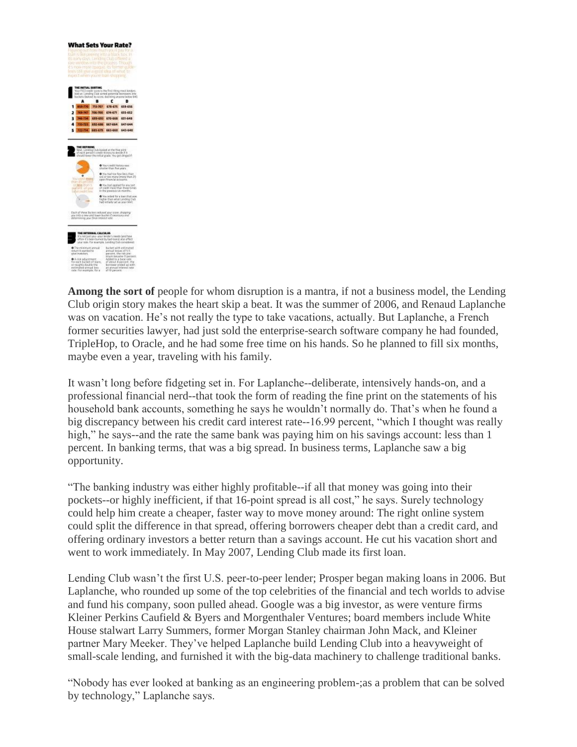## What Sets Your Rate?

Figuring out how much you'll pay for a loan is like peering into a black box. In its early days, Lending Club offered a rare window into the process. Though it's now more opaque, its former guidelines still give a good idea of what to expect when you're loan shopping.

### 1 THE INITIAL SORTING

Your FICO credit score is the first thing most lenders look at. Lending Club sorted potential borrowers into buckets (below) by score, declining anyone below 640.

| | A | B | C | D |
|---|---|---|---|---|
| 1 | 850-770 | 713-707 | 678-675 | 659-656 |
| 2 | 769-747 | 706-700 | 674-671 | 655-652 |
| 3 | 746-734 | 699-693 | 670-668 | 651-648 |
| 4 | 733-723 | 692-686 | 667-664 | 647-644 |
| 5 | 722-714 | 685-679 | 663-660 | 643-640 |

### 2 THE REFINING

Next, Lending Club looked at the fine print of each person's credit history to decide if it should lower the initial grade. You got dinged if:

- You used more than 80 percent or less than 5 percent of your total credit line.
- Your credit history was shorter than five years.
- You had too few (less than six) or too many (more than 25) open financial accounts.
- You had applied for any sort of credit more than three times in the previous six months.
- You asked for a loan that was higher than what Lending Club had initially set as your limit.

*Each of these factors reduced your score, dropping you into a new and lower bucket if necessary and determining your final interest rate.*

### 3 THE INTERNAL CALCULUS

It's not just you—your lender's needs (and how often it's been burned by bad loans) also affect your rate. For example, Lending Club considered:

- The minimum annual return it wanted to give investors.
- A risk adjustment for each bucket of loans, or roughly double the estimated annual loss rate. For example, for a bucket with estimated annual losses of 5.5 percent, the risk premium became 11 percent. Added to a base rate of about 8 percent, the borrower ended up with an annual interest rate of 19 percent.

**Among the sort of** people for whom disruption is a mantra, if not a business model, the Lending Club origin story makes the heart skip a beat. It was the summer of 2006, and Renaud Laplanche was on vacation. He's not really the type to take vacations, actually. But Laplanche, a French former securities lawyer, had just sold the enterprise-search software company he had founded, TripleHop, to Oracle, and he had some free time on his hands. So he planned to fill six months, maybe even a year, traveling with his family.

It wasn't long before fidgeting set in. For Laplanche--deliberate, intensively hands-on, and a professional financial nerd--that took the form of reading the fine print on the statements of his household bank accounts, something he says he wouldn't normally do. That's when he found a big discrepancy between his credit card interest rate--16.99 percent, "which I thought was really high," he says--and the rate the same bank was paying him on his savings account: less than 1 percent. In banking terms, that was a big spread. In business terms, Laplanche saw a big opportunity.

"The banking industry was either highly profitable--if all that money was going into their pockets--or highly inefficient, if that 16-point spread is all cost," he says. Surely technology could help him create a cheaper, faster way to move money around: The right online system could split the difference in that spread, offering borrowers cheaper debt than a credit card, and offering ordinary investors a better return than a savings account. He cut his vacation short and went to work immediately. In May 2007, Lending Club made its first loan.

Lending Club wasn't the first U.S. peer-to-peer lender; Prosper began making loans in 2006. But Laplanche, who rounded up some of the top celebrities of the financial and tech worlds to advise and fund his company, soon pulled ahead. Google was a big investor, as were venture firms Kleiner Perkins Caufield & Byers and Morgenthaler Ventures; board members include White House stalwart Larry Summers, former Morgan Stanley chairman John Mack, and Kleiner partner Mary Meeker. They've helped Laplanche build Lending Club into a heavyweight of small-scale lending, and furnished it with the big-data machinery to challenge traditional banks.

"Nobody has ever looked at banking as an engineering problem-;as a problem that can be solved by technology," Laplanche says.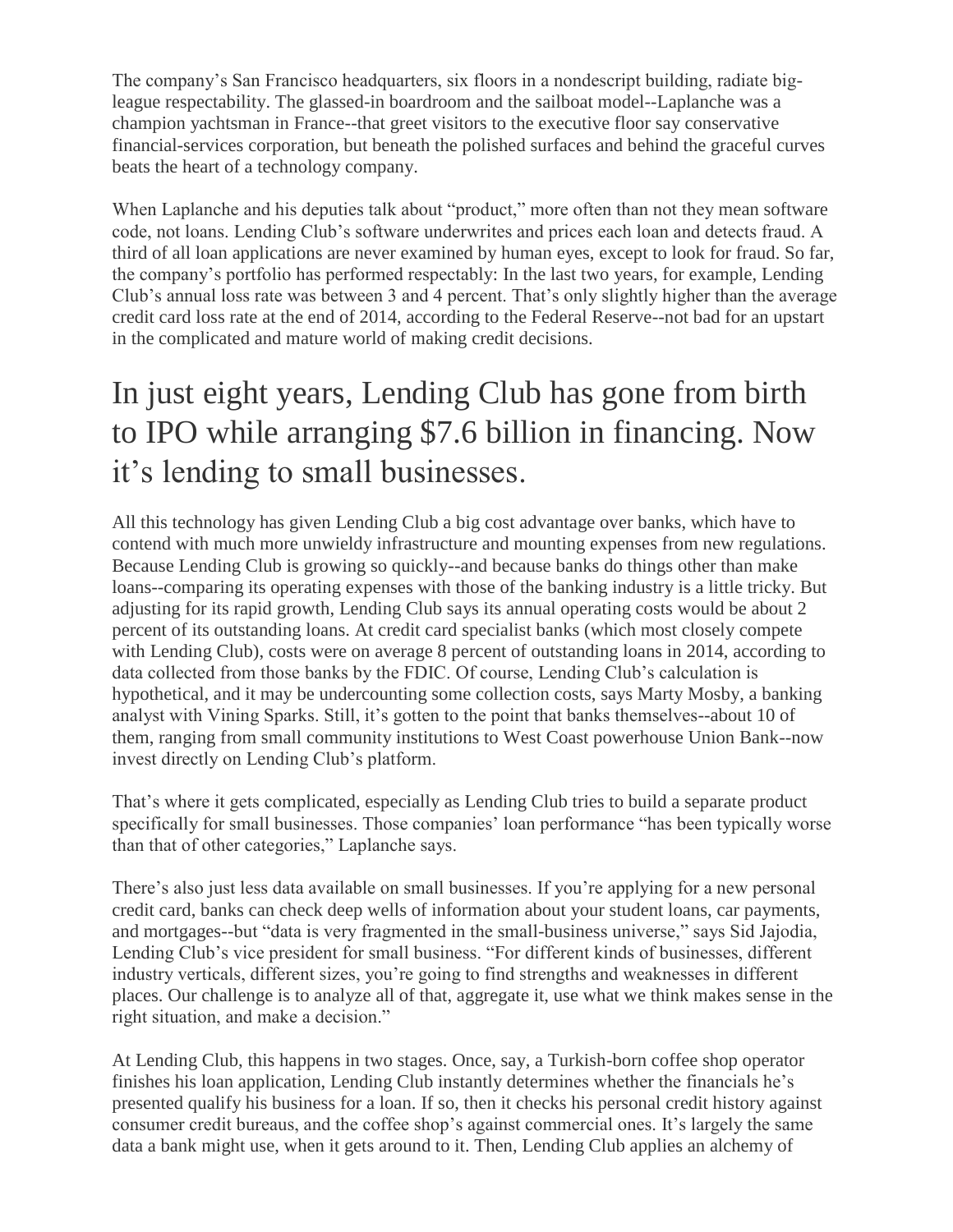The company's San Francisco headquarters, six floors in a nondescript building, radiate big-league respectability. The glassed-in boardroom and the sailboat model--Laplanche was a champion yachtsman in France--that greet visitors to the executive floor say conservative financial-services corporation, but beneath the polished surfaces and behind the graceful curves beats the heart of a technology company.

When Laplanche and his deputies talk about "product," more often than not they mean software code, not loans. Lending Club's software underwrites and prices each loan and detects fraud. A third of all loan applications are never examined by human eyes, except to look for fraud. So far, the company's portfolio has performed respectably: In the last two years, for example, Lending Club's annual loss rate was between 3 and 4 percent. That's only slightly higher than the average credit card loss rate at the end of 2014, according to the Federal Reserve--not bad for an upstart in the complicated and mature world of making credit decisions.

# In just eight years, Lending Club has gone from birth to IPO while arranging $7.6 billion in financing. Now it's lending to small businesses.

All this technology has given Lending Club a big cost advantage over banks, which have to contend with much more unwieldy infrastructure and mounting expenses from new regulations. Because Lending Club is growing so quickly--and because banks do things other than make loans--comparing its operating expenses with those of the banking industry is a little tricky. But adjusting for its rapid growth, Lending Club says its annual operating costs would be about 2 percent of its outstanding loans. At credit card specialist banks (which most closely compete with Lending Club), costs were on average 8 percent of outstanding loans in 2014, according to data collected from those banks by the FDIC. Of course, Lending Club's calculation is hypothetical, and it may be undercounting some collection costs, says Marty Mosby, a banking analyst with Vining Sparks. Still, it's gotten to the point that banks themselves--about 10 of them, ranging from small community institutions to West Coast powerhouse Union Bank--now invest directly on Lending Club's platform.

That's where it gets complicated, especially as Lending Club tries to build a separate product specifically for small businesses. Those companies' loan performance "has been typically worse than that of other categories," Laplanche says.

There's also just less data available on small businesses. If you're applying for a new personal credit card, banks can check deep wells of information about your student loans, car payments, and mortgages--but "data is very fragmented in the small-business universe," says Sid Jajodia, Lending Club's vice president for small business. "For different kinds of businesses, different industry verticals, different sizes, you're going to find strengths and weaknesses in different places. Our challenge is to analyze all of that, aggregate it, use what we think makes sense in the right situation, and make a decision."

At Lending Club, this happens in two stages. Once, say, a Turkish-born coffee shop operator finishes his loan application, Lending Club instantly determines whether the financials he's presented qualify his business for a loan. If so, then it checks his personal credit history against consumer credit bureaus, and the coffee shop's against commercial ones. It's largely the same data a bank might use, when it gets around to it. Then, Lending Club applies an alchemy of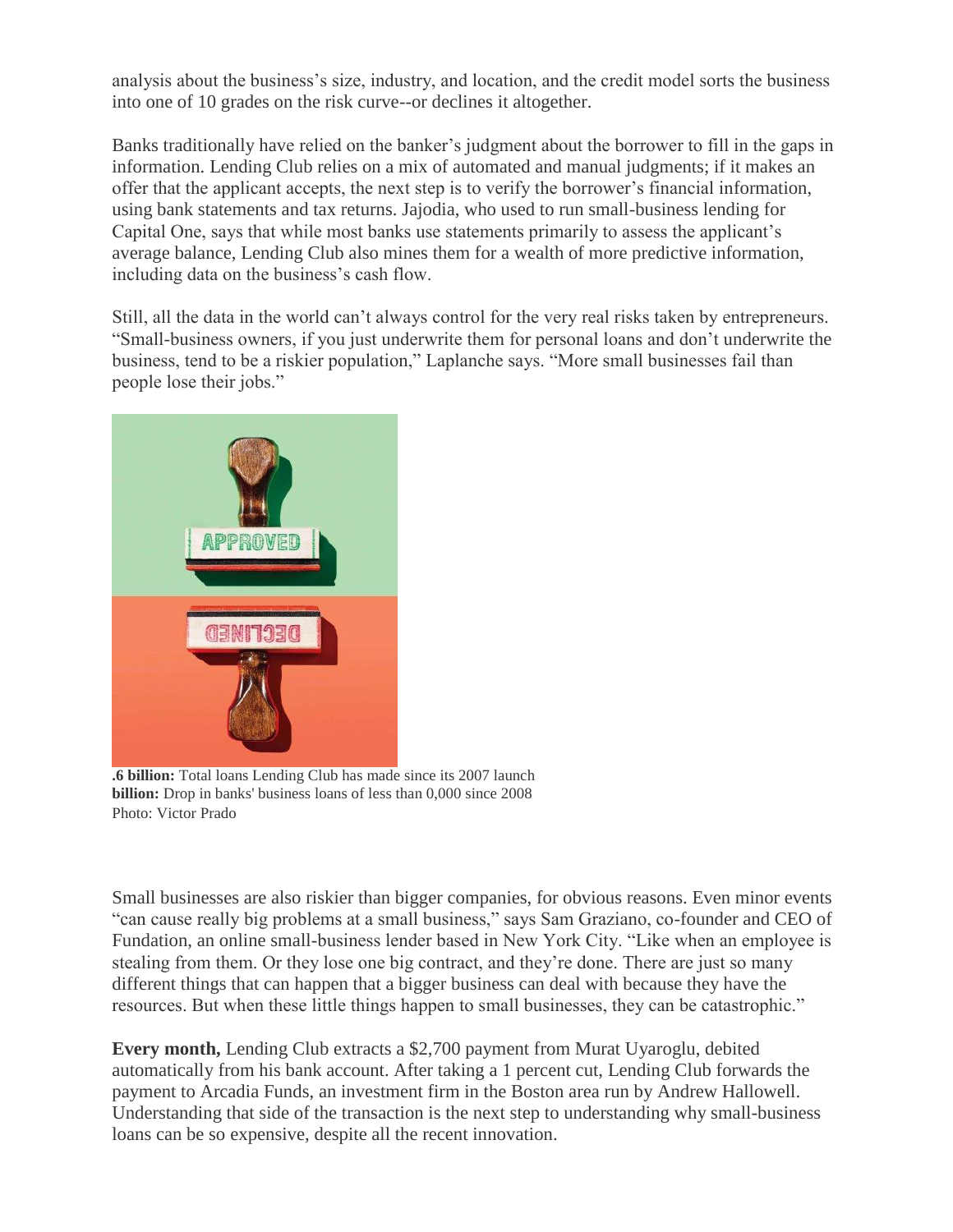analysis about the business's size, industry, and location, and the credit model sorts the business into one of 10 grades on the risk curve--or declines it altogether.

Banks traditionally have relied on the banker's judgment about the borrower to fill in the gaps in information. Lending Club relies on a mix of automated and manual judgments; if it makes an offer that the applicant accepts, the next step is to verify the borrower's financial information, using bank statements and tax returns. Jajodia, who used to run small-business lending for Capital One, says that while most banks use statements primarily to assess the applicant's average balance, Lending Club also mines them for a wealth of more predictive information, including data on the business's cash flow.

Still, all the data in the world can't always control for the very real risks taken by entrepreneurs. "Small-business owners, if you just underwrite them for personal loans and don't underwrite the business, tend to be a riskier population," Laplanche says. "More small businesses fail than people lose their jobs."

**.6 billion:** Total loans Lending Club has made since its 2007 launch
**billion:** Drop in banks' business loans of less than 0,000 since 2008
Photo: Victor Prado

Small businesses are also riskier than bigger companies, for obvious reasons. Even minor events "can cause really big problems at a small business," says Sam Graziano, co-founder and CEO of Fundation, an online small-business lender based in New York City. "Like when an employee is stealing from them. Or they lose one big contract, and they're done. There are just so many different things that can happen that a bigger business can deal with because they have the resources. But when these little things happen to small businesses, they can be catastrophic."

**Every month,** Lending Club extracts a $2,700 payment from Murat Uyaroglu, debited automatically from his bank account. After taking a 1 percent cut, Lending Club forwards the payment to Arcadia Funds, an investment firm in the Boston area run by Andrew Hallowell. Understanding that side of the transaction is the next step to understanding why small-business loans can be so expensive, despite all the recent innovation.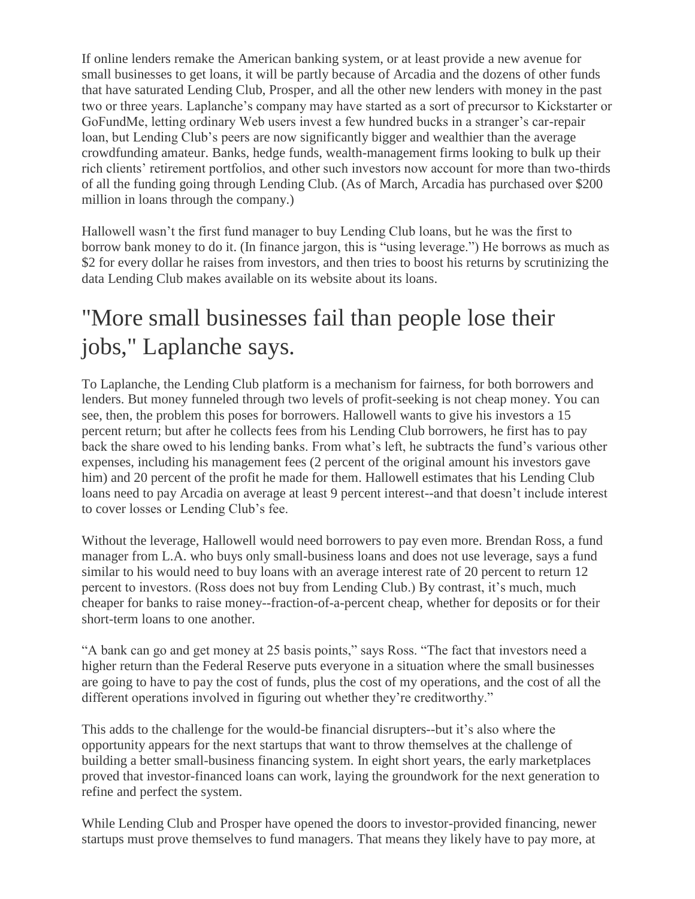If online lenders remake the American banking system, or at least provide a new avenue for small businesses to get loans, it will be partly because of Arcadia and the dozens of other funds that have saturated Lending Club, Prosper, and all the other new lenders with money in the past two or three years. Laplanche's company may have started as a sort of precursor to Kickstarter or GoFundMe, letting ordinary Web users invest a few hundred bucks in a stranger's car-repair loan, but Lending Club's peers are now significantly bigger and wealthier than the average crowdfunding amateur. Banks, hedge funds, wealth-management firms looking to bulk up their rich clients' retirement portfolios, and other such investors now account for more than two-thirds of all the funding going through Lending Club. (As of March, Arcadia has purchased over $200 million in loans through the company.)

Hallowell wasn't the first fund manager to buy Lending Club loans, but he was the first to borrow bank money to do it. (In finance jargon, this is "using leverage.") He borrows as much as $2 for every dollar he raises from investors, and then tries to boost his returns by scrutinizing the data Lending Club makes available on its website about its loans.

## "More small businesses fail than people lose their jobs," Laplanche says.

To Laplanche, the Lending Club platform is a mechanism for fairness, for both borrowers and lenders. But money funneled through two levels of profit-seeking is not cheap money. You can see, then, the problem this poses for borrowers. Hallowell wants to give his investors a 15 percent return; but after he collects fees from his Lending Club borrowers, he first has to pay back the share owed to his lending banks. From what's left, he subtracts the fund's various other expenses, including his management fees (2 percent of the original amount his investors gave him) and 20 percent of the profit he made for them. Hallowell estimates that his Lending Club loans need to pay Arcadia on average at least 9 percent interest--and that doesn't include interest to cover losses or Lending Club's fee.

Without the leverage, Hallowell would need borrowers to pay even more. Brendan Ross, a fund manager from L.A. who buys only small-business loans and does not use leverage, says a fund similar to his would need to buy loans with an average interest rate of 20 percent to return 12 percent to investors. (Ross does not buy from Lending Club.) By contrast, it's much, much cheaper for banks to raise money--fraction-of-a-percent cheap, whether for deposits or for their short-term loans to one another.

"A bank can go and get money at 25 basis points," says Ross. "The fact that investors need a higher return than the Federal Reserve puts everyone in a situation where the small businesses are going to have to pay the cost of funds, plus the cost of my operations, and the cost of all the different operations involved in figuring out whether they're creditworthy."

This adds to the challenge for the would-be financial disrupters--but it's also where the opportunity appears for the next startups that want to throw themselves at the challenge of building a better small-business financing system. In eight short years, the early marketplaces proved that investor-financed loans can work, laying the groundwork for the next generation to refine and perfect the system.

While Lending Club and Prosper have opened the doors to investor-provided financing, newer startups must prove themselves to fund managers. That means they likely have to pay more, at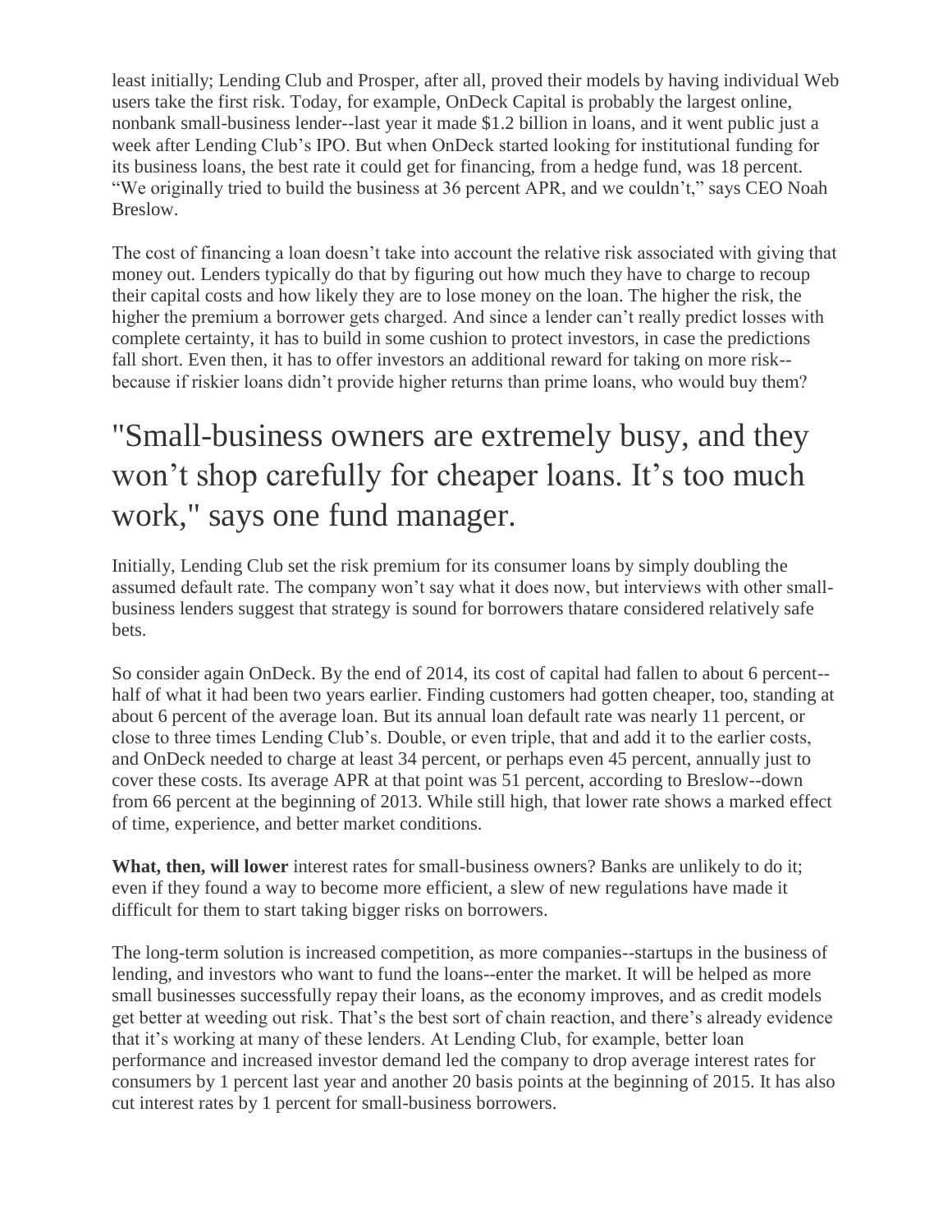least initially; Lending Club and Prosper, after all, proved their models by having individual Web users take the first risk. Today, for example, OnDeck Capital is probably the largest online, nonbank small-business lender--last year it made $1.2 billion in loans, and it went public just a week after Lending Club's IPO. But when OnDeck started looking for institutional funding for its business loans, the best rate it could get for financing, from a hedge fund, was 18 percent. "We originally tried to build the business at 36 percent APR, and we couldn't," says CEO Noah Breslow.

The cost of financing a loan doesn't take into account the relative risk associated with giving that money out. Lenders typically do that by figuring out how much they have to charge to recoup their capital costs and how likely they are to lose money on the loan. The higher the risk, the higher the premium a borrower gets charged. And since a lender can't really predict losses with complete certainty, it has to build in some cushion to protect investors, in case the predictions fall short. Even then, it has to offer investors an additional reward for taking on more risk--because if riskier loans didn't provide higher returns than prime loans, who would buy them?

## "Small-business owners are extremely busy, and they won't shop carefully for cheaper loans. It's too much work," says one fund manager.

Initially, Lending Club set the risk premium for its consumer loans by simply doubling the assumed default rate. The company won't say what it does now, but interviews with other small-business lenders suggest that strategy is sound for borrowers thatare considered relatively safe bets.

So consider again OnDeck. By the end of 2014, its cost of capital had fallen to about 6 percent--half of what it had been two years earlier. Finding customers had gotten cheaper, too, standing at about 6 percent of the average loan. But its annual loan default rate was nearly 11 percent, or close to three times Lending Club's. Double, or even triple, that and add it to the earlier costs, and OnDeck needed to charge at least 34 percent, or perhaps even 45 percent, annually just to cover these costs. Its average APR at that point was 51 percent, according to Breslow--down from 66 percent at the beginning of 2013. While still high, that lower rate shows a marked effect of time, experience, and better market conditions.

**What, then, will lower** interest rates for small-business owners? Banks are unlikely to do it; even if they found a way to become more efficient, a slew of new regulations have made it difficult for them to start taking bigger risks on borrowers.

The long-term solution is increased competition, as more companies--startups in the business of lending, and investors who want to fund the loans--enter the market. It will be helped as more small businesses successfully repay their loans, as the economy improves, and as credit models get better at weeding out risk. That's the best sort of chain reaction, and there's already evidence that it's working at many of these lenders. At Lending Club, for example, better loan performance and increased investor demand led the company to drop average interest rates for consumers by 1 percent last year and another 20 basis points at the beginning of 2015. It has also cut interest rates by 1 percent for small-business borrowers.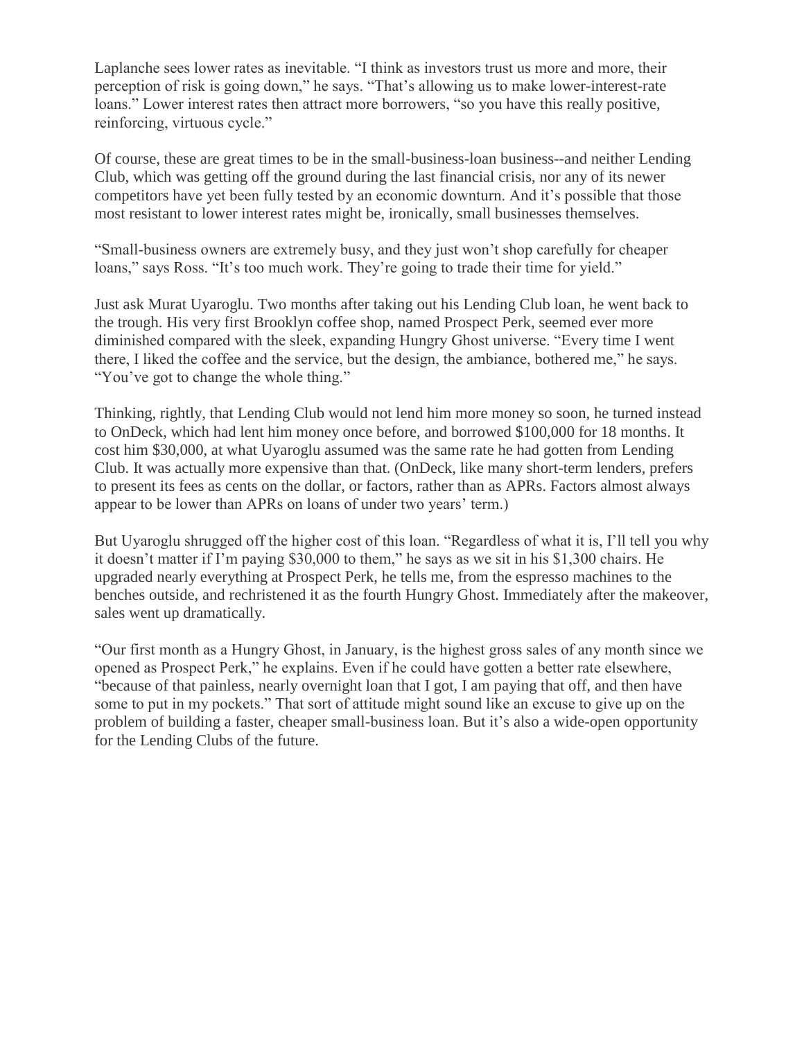Laplanche sees lower rates as inevitable. "I think as investors trust us more and more, their perception of risk is going down," he says. "That's allowing us to make lower-interest-rate loans." Lower interest rates then attract more borrowers, "so you have this really positive, reinforcing, virtuous cycle."

Of course, these are great times to be in the small-business-loan business--and neither Lending Club, which was getting off the ground during the last financial crisis, nor any of its newer competitors have yet been fully tested by an economic downturn. And it's possible that those most resistant to lower interest rates might be, ironically, small businesses themselves.

"Small-business owners are extremely busy, and they just won't shop carefully for cheaper loans," says Ross. "It's too much work. They're going to trade their time for yield."

Just ask Murat Uyaroglu. Two months after taking out his Lending Club loan, he went back to the trough. His very first Brooklyn coffee shop, named Prospect Perk, seemed ever more diminished compared with the sleek, expanding Hungry Ghost universe. "Every time I went there, I liked the coffee and the service, but the design, the ambiance, bothered me," he says. "You've got to change the whole thing."

Thinking, rightly, that Lending Club would not lend him more money so soon, he turned instead to OnDeck, which had lent him money once before, and borrowed $100,000 for 18 months. It cost him $30,000, at what Uyaroglu assumed was the same rate he had gotten from Lending Club. It was actually more expensive than that. (OnDeck, like many short-term lenders, prefers to present its fees as cents on the dollar, or factors, rather than as APRs. Factors almost always appear to be lower than APRs on loans of under two years' term.)

But Uyaroglu shrugged off the higher cost of this loan. "Regardless of what it is, I'll tell you why it doesn't matter if I'm paying $30,000 to them," he says as we sit in his $1,300 chairs. He upgraded nearly everything at Prospect Perk, he tells me, from the espresso machines to the benches outside, and rechristened it as the fourth Hungry Ghost. Immediately after the makeover, sales went up dramatically.

"Our first month as a Hungry Ghost, in January, is the highest gross sales of any month since we opened as Prospect Perk," he explains. Even if he could have gotten a better rate elsewhere, "because of that painless, nearly overnight loan that I got, I am paying that off, and then have some to put in my pockets." That sort of attitude might sound like an excuse to give up on the problem of building a faster, cheaper small-business loan. But it's also a wide-open opportunity for the Lending Clubs of the future.